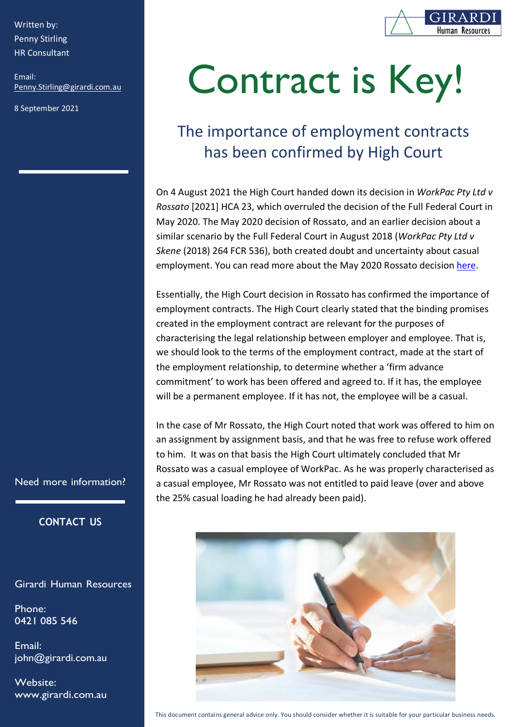Written by:
Penny Stirling
HR Consultant

Email:
Penny.Stirling@girardi.com.au

8 September 2021

# Contract is Key!

## The importance of employment contracts has been confirmed by High Court

On 4 August 2021 the High Court handed down its decision in *WorkPac Pty Ltd v Rossato* [2021] HCA 23, which overruled the decision of the Full Federal Court in May 2020. The May 2020 decision of Rossato, and an earlier decision about a similar scenario by the Full Federal Court in August 2018 (*WorkPac Pty Ltd v Skene* (2018) 264 FCR 536), both created doubt and uncertainty about casual employment. You can read more about the May 2020 Rossato decision here.

Essentially, the High Court decision in Rossato has confirmed the importance of employment contracts. The High Court clearly stated that the binding promises created in the employment contract are relevant for the purposes of characterising the legal relationship between employer and employee. That is, we should look to the terms of the employment contract, made at the start of the employment relationship, to determine whether a 'firm advance commitment' to work has been offered and agreed to. If it has, the employee will be a permanent employee. If it has not, the employee will be a casual.

In the case of Mr Rossato, the High Court noted that work was offered to him on an assignment by assignment basis, and that he was free to refuse work offered to him. It was on that basis the High Court ultimately concluded that Mr Rossato was a casual employee of WorkPac. As he was properly characterised as a casual employee, Mr Rossato was not entitled to paid leave (over and above the 25% casual loading he had already been paid).

Need more information?

**CONTACT US**

Girardi Human Resources

Phone:
0421 085 546

Email:
john@girardi.com.au

Website:
www.girardi.com.au

This document contains general advice only. You should consider whether it is suitable for your particular business needs.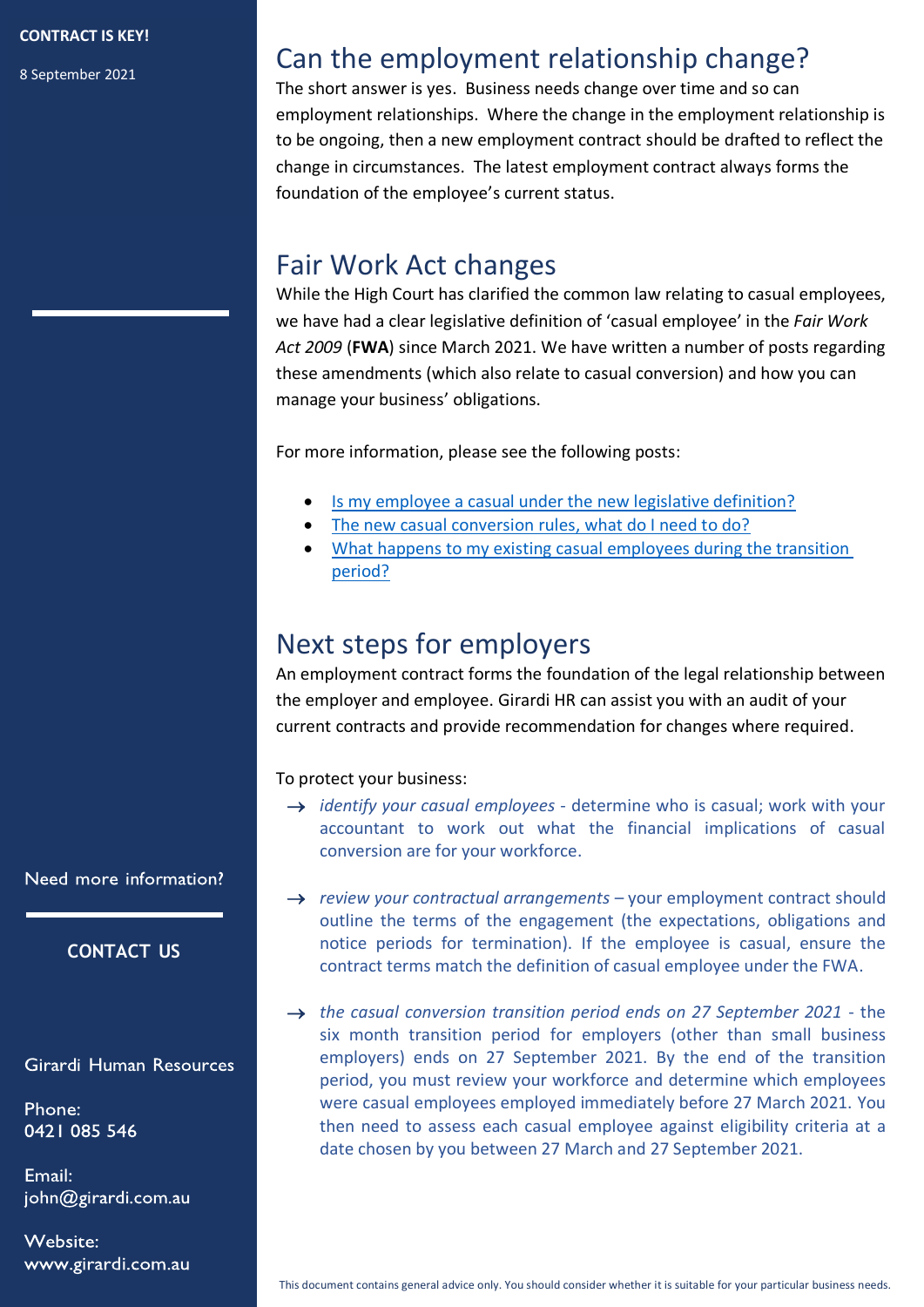**CONTRACT IS KEY!**

8 September 2021

## Can the employment relationship change?

The short answer is yes. Business needs change over time and so can employment relationships. Where the change in the employment relationship is to be ongoing, then a new employment contract should be drafted to reflect the change in circumstances. The latest employment contract always forms the foundation of the employee's current status.

## Fair Work Act changes

While the High Court has clarified the common law relating to casual employees, we have had a clear legislative definition of 'casual employee' in the *Fair Work Act 2009* (**FWA**) since March 2021. We have written a number of posts regarding these amendments (which also relate to casual conversion) and how you can manage your business' obligations.

For more information, please see the following posts:

- Is my employee a casual under the new legislative definition?
- The new casual conversion rules, what do I need to do?
- What happens to my existing casual employees during the transition period?

## Next steps for employers

An employment contract forms the foundation of the legal relationship between the employer and employee. Girardi HR can assist you with an audit of your current contracts and provide recommendation for changes where required.

To protect your business:

→ *identify your casual employees* - determine who is casual; work with your accountant to work out what the financial implications of casual conversion are for your workforce.

→ *review your contractual arrangements* – your employment contract should outline the terms of the engagement (the expectations, obligations and notice periods for termination). If the employee is casual, ensure the contract terms match the definition of casual employee under the FWA.

→ *the casual conversion transition period ends on 27 September 2021* - the six month transition period for employers (other than small business employers) ends on 27 September 2021. By the end of the transition period, you must review your workforce and determine which employees were casual employees employed immediately before 27 March 2021. You then need to assess each casual employee against eligibility criteria at a date chosen by you between 27 March and 27 September 2021.

Need more information?

**CONTACT US**

Girardi Human Resources

Phone:
0421 085 546

Email:
john@girardi.com.au

Website:
www.girardi.com.au

This document contains general advice only. You should consider whether it is suitable for your particular business needs.